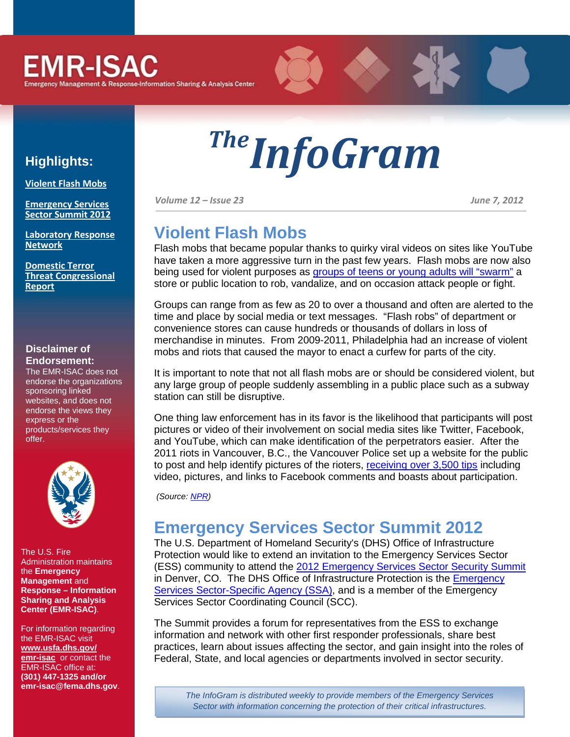# EMR-ISAC

Emergency Management & Response-Information Sharing & Analysis Center

# The InfoGram

*Volume 12 – Issue 23* *June 7, 2012*

## Highlights:

- Violent Flash Mobs
- Emergency Services Sector Summit 2012
- Laboratory Response Network
- Domestic Terror Threat Congressional Report

**Disclaimer of Endorsement:**
The EMR-ISAC does not endorse the organizations sponsoring linked websites, and does not endorse the views they express or the products/services they offer.

The U.S. Fire Administration maintains the **Emergency Management** and **Response – Information Sharing and Analysis Center (EMR-ISAC)**.

For information regarding the EMR-ISAC visit **www.usfa.dhs.gov/emr-isac** or contact the EMR-ISAC office at: **(301) 447-1325 and/or emr-isac@fema.dhs.gov**.

## Violent Flash Mobs

Flash mobs that became popular thanks to quirky viral videos on sites like YouTube have taken a more aggressive turn in the past few years. Flash mobs are now also being used for violent purposes as groups of teens or young adults will "swarm" a store or public location to rob, vandalize, and on occasion attack people or fight.

Groups can range from as few as 20 to over a thousand and often are alerted to the time and place by social media or text messages. "Flash robs" of department or convenience stores can cause hundreds or thousands of dollars in loss of merchandise in minutes. From 2009-2011, Philadelphia had an increase of violent mobs and riots that caused the mayor to enact a curfew for parts of the city.

It is important to note that not all flash mobs are or should be considered violent, but any large group of people suddenly assembling in a public place such as a subway station can still be disruptive.

One thing law enforcement has in its favor is the likelihood that participants will post pictures or video of their involvement on social media sites like Twitter, Facebook, and YouTube, which can make identification of the perpetrators easier. After the 2011 riots in Vancouver, B.C., the Vancouver Police set up a website for the public to post and help identify pictures of the rioters, receiving over 3,500 tips including video, pictures, and links to Facebook comments and boasts about participation.

*(Source: NPR)*

## Emergency Services Sector Summit 2012

The U.S. Department of Homeland Security's (DHS) Office of Infrastructure Protection would like to extend an invitation to the Emergency Services Sector (ESS) community to attend the 2012 Emergency Services Sector Security Summit in Denver, CO. The DHS Office of Infrastructure Protection is the Emergency Services Sector-Specific Agency (SSA), and is a member of the Emergency Services Sector Coordinating Council (SCC).

The Summit provides a forum for representatives from the ESS to exchange information and network with other first responder professionals, share best practices, learn about issues affecting the sector, and gain insight into the roles of Federal, State, and local agencies or departments involved in sector security.

*The InfoGram is distributed weekly to provide members of the Emergency Services Sector with information concerning the protection of their critical infrastructures.*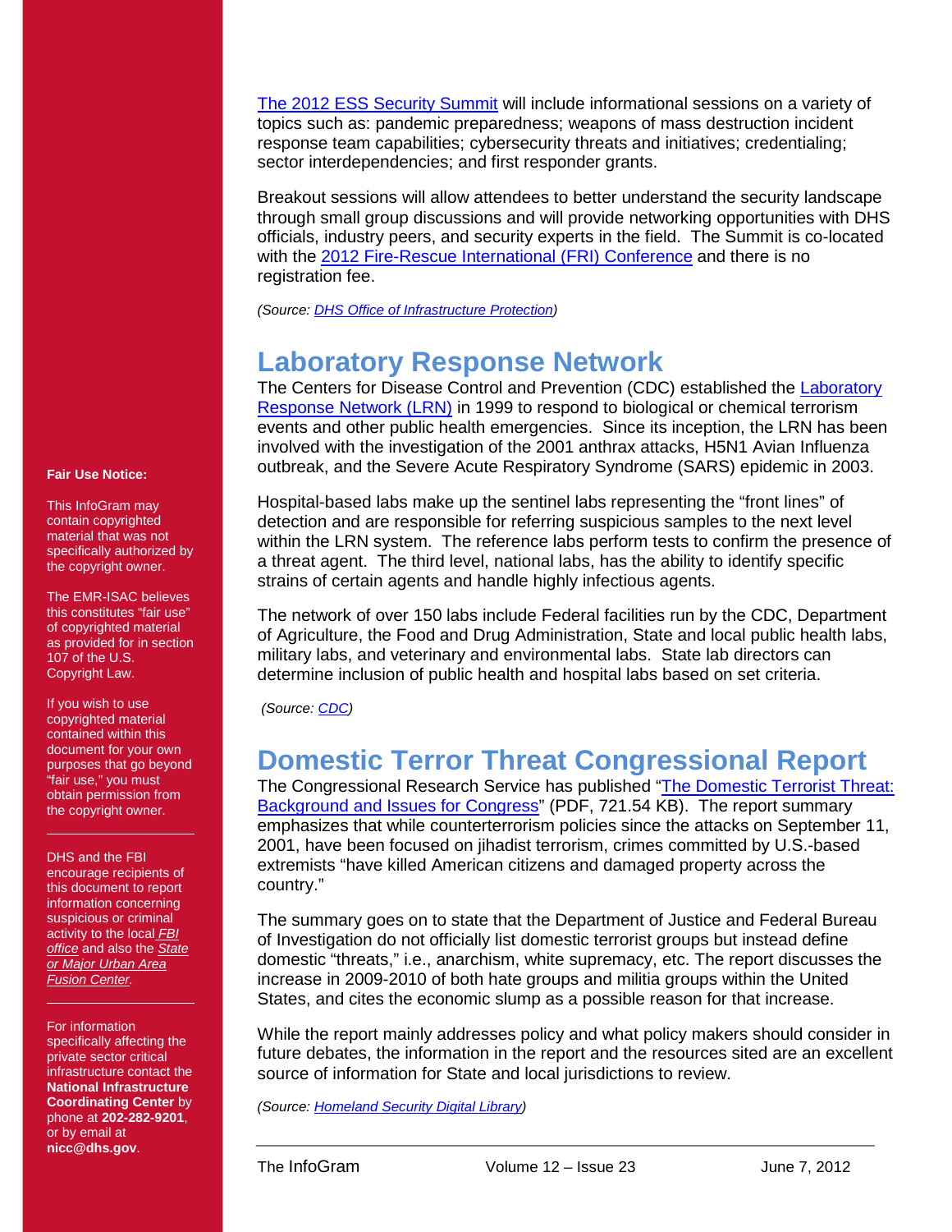The 2012 ESS Security Summit will include informational sessions on a variety of topics such as: pandemic preparedness; weapons of mass destruction incident response team capabilities; cybersecurity threats and initiatives; credentialing; sector interdependencies; and first responder grants.

Breakout sessions will allow attendees to better understand the security landscape through small group discussions and will provide networking opportunities with DHS officials, industry peers, and security experts in the field. The Summit is co-located with the 2012 Fire-Rescue International (FRI) Conference and there is no registration fee.

*(Source: DHS Office of Infrastructure Protection)*

## Laboratory Response Network

The Centers for Disease Control and Prevention (CDC) established the Laboratory Response Network (LRN) in 1999 to respond to biological or chemical terrorism events and other public health emergencies. Since its inception, the LRN has been involved with the investigation of the 2001 anthrax attacks, H5N1 Avian Influenza outbreak, and the Severe Acute Respiratory Syndrome (SARS) epidemic in 2003.

Hospital-based labs make up the sentinel labs representing the "front lines" of detection and are responsible for referring suspicious samples to the next level within the LRN system. The reference labs perform tests to confirm the presence of a threat agent. The third level, national labs, has the ability to identify specific strains of certain agents and handle highly infectious agents.

The network of over 150 labs include Federal facilities run by the CDC, Department of Agriculture, the Food and Drug Administration, State and local public health labs, military labs, and veterinary and environmental labs. State lab directors can determine inclusion of public health and hospital labs based on set criteria.

*(Source: CDC)*

## Domestic Terror Threat Congressional Report

The Congressional Research Service has published "The Domestic Terrorist Threat: Background and Issues for Congress" (PDF, 721.54 KB). The report summary emphasizes that while counterterrorism policies since the attacks on September 11, 2001, have been focused on jihadist terrorism, crimes committed by U.S.-based extremists "have killed American citizens and damaged property across the country."

The summary goes on to state that the Department of Justice and Federal Bureau of Investigation do not officially list domestic terrorist groups but instead define domestic "threats," i.e., anarchism, white supremacy, etc. The report discusses the increase in 2009-2010 of both hate groups and militia groups within the United States, and cites the economic slump as a possible reason for that increase.

While the report mainly addresses policy and what policy makers should consider in future debates, the information in the report and the resources sited are an excellent source of information for State and local jurisdictions to review.

*(Source: Homeland Security Digital Library)*

**Fair Use Notice:**

This InfoGram may contain copyrighted material that was not specifically authorized by the copyright owner.

The EMR-ISAC believes this constitutes "fair use" of copyrighted material as provided for in section 107 of the U.S. Copyright Law.

If you wish to use copyrighted material contained within this document for your own purposes that go beyond "fair use," you must obtain permission from the copyright owner.

DHS and the FBI encourage recipients of this document to report information concerning suspicious or criminal activity to the local *FBI office* and also the *State or Major Urban Area Fusion Center*.

For information specifically affecting the private sector critical infrastructure contact the **National Infrastructure Coordinating Center** by phone at **202-282-9201**, or by email at **nicc@dhs.gov**.